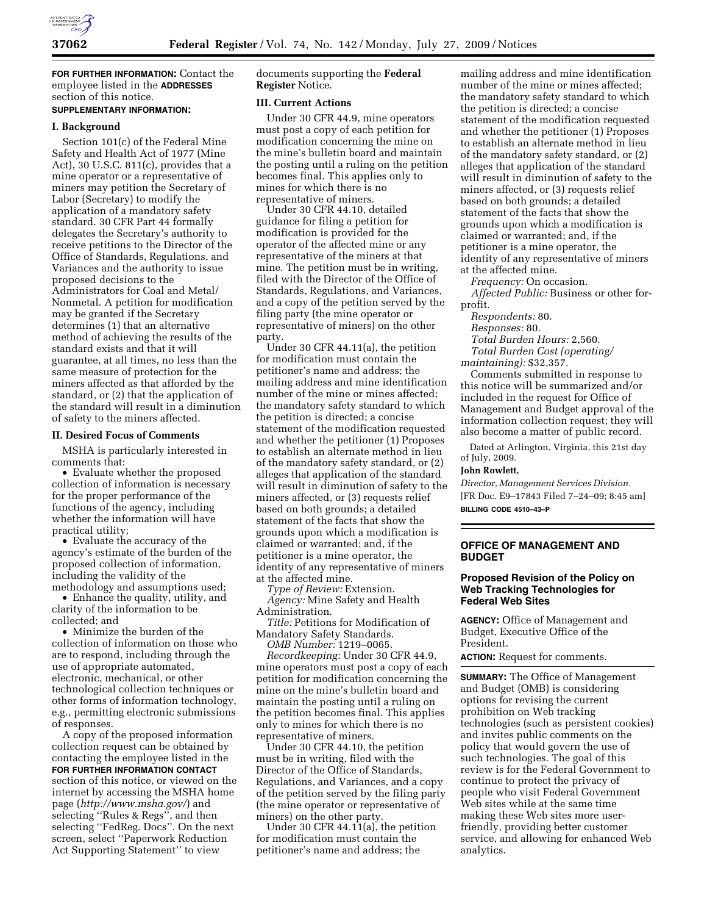**FOR FURTHER INFORMATION:** Contact the employee listed in the **ADDRESSES** section of this notice.

**SUPPLEMENTARY INFORMATION:**

## I. Background

Section 101(c) of the Federal Mine Safety and Health Act of 1977 (Mine Act), 30 U.S.C. 811(c), provides that a mine operator or a representative of miners may petition the Secretary of Labor (Secretary) to modify the application of a mandatory safety standard. 30 CFR Part 44 formally delegates the Secretary's authority to receive petitions to the Director of the Office of Standards, Regulations, and Variances and the authority to issue proposed decisions to the Administrators for Coal and Metal/Nonmetal. A petition for modification may be granted if the Secretary determines (1) that an alternative method of achieving the results of the standard exists and that it will guarantee, at all times, no less than the same measure of protection for the miners affected as that afforded by the standard, or (2) that the application of the standard will result in a diminution of safety to the miners affected.

## II. Desired Focus of Comments

MSHA is particularly interested in comments that:

- Evaluate whether the proposed collection of information is necessary for the proper performance of the functions of the agency, including whether the information will have practical utility;
- Evaluate the accuracy of the agency's estimate of the burden of the proposed collection of information, including the validity of the methodology and assumptions used;
- Enhance the quality, utility, and clarity of the information to be collected; and
- Minimize the burden of the collection of information on those who are to respond, including through the use of appropriate automated, electronic, mechanical, or other technological collection techniques or other forms of information technology, e.g., permitting electronic submissions of responses.

A copy of the proposed information collection request can be obtained by contacting the employee listed in the **FOR FURTHER INFORMATION CONTACT** section of this notice, or viewed on the internet by accessing the MSHA home page (*http://www.msha.gov/*) and selecting ''Rules & Regs'', and then selecting ''FedReg. Docs''. On the next screen, select ''Paperwork Reduction Act Supporting Statement'' to view documents supporting the **Federal Register** Notice.

## III. Current Actions

Under 30 CFR 44.9, mine operators must post a copy of each petition for modification concerning the mine on the mine's bulletin board and maintain the posting until a ruling on the petition becomes final. This applies only to mines for which there is no representative of miners.

Under 30 CFR 44.10, detailed guidance for filing a petition for modification is provided for the operator of the affected mine or any representative of the miners at that mine. The petition must be in writing, filed with the Director of the Office of Standards, Regulations, and Variances, and a copy of the petition served by the filing party (the mine operator or representative of miners) on the other party.

Under 30 CFR 44.11(a), the petition for modification must contain the petitioner's name and address; the mailing address and mine identification number of the mine or mines affected; the mandatory safety standard to which the petition is directed; a concise statement of the modification requested and whether the petitioner (1) Proposes to establish an alternate method in lieu of the mandatory safety standard, or (2) alleges that application of the standard will result in diminution of safety to the miners affected, or (3) requests relief based on both grounds; a detailed statement of the facts that show the grounds upon which a modification is claimed or warranted; and, if the petitioner is a mine operator, the identity of any representative of miners at the affected mine.

*Type of Review:* Extension.

*Agency:* Mine Safety and Health Administration.

*Title:* Petitions for Modification of Mandatory Safety Standards.

*OMB Number:* 1219–0065.

*Recordkeeping:* Under 30 CFR 44.9, mine operators must post a copy of each petition for modification concerning the mine on the mine's bulletin board and maintain the posting until a ruling on the petition becomes final. This applies only to mines for which there is no representative of miners.

Under 30 CFR 44.10, the petition must be in writing, filed with the Director of the Office of Standards, Regulations, and Variances, and a copy of the petition served by the filing party (the mine operator or representative of miners) on the other party.

Under 30 CFR 44.11(a), the petition for modification must contain the petitioner's name and address; the mailing address and mine identification number of the mine or mines affected; the mandatory safety standard to which the petition is directed; a concise statement of the modification requested and whether the petitioner (1) Proposes to establish an alternate method in lieu of the mandatory safety standard, or (2) alleges that application of the standard will result in diminution of safety to the miners affected, or (3) requests relief based on both grounds; a detailed statement of the facts that show the grounds upon which a modification is claimed or warranted; and, if the petitioner is a mine operator, the identity of any representative of miners at the affected mine.

*Frequency:* On occasion.

*Affected Public:* Business or other for-profit.

*Respondents:* 80.

*Responses:* 80.

*Total Burden Hours:* 2,560.

*Total Burden Cost (operating/maintaining):* $32,357.

Comments submitted in response to this notice will be summarized and/or included in the request for Office of Management and Budget approval of the information collection request; they will also become a matter of public record.

Dated at Arlington, Virginia, this 21st day of July, 2009.

**John Rowlett,**

*Director, Management Services Division.*

[FR Doc. E9–17843 Filed 7–24–09; 8:45 am]

**BILLING CODE 4510–43–P**

# OFFICE OF MANAGEMENT AND BUDGET

## Proposed Revision of the Policy on Web Tracking Technologies for Federal Web Sites

**AGENCY:** Office of Management and Budget, Executive Office of the President.

**ACTION:** Request for comments.

**SUMMARY:** The Office of Management and Budget (OMB) is considering options for revising the current prohibition on Web tracking technologies (such as persistent cookies) and invites public comments on the policy that would govern the use of such technologies. The goal of this review is for the Federal Government to continue to protect the privacy of people who visit Federal Government Web sites while at the same time making these Web sites more user-friendly, providing better customer service, and allowing for enhanced Web analytics.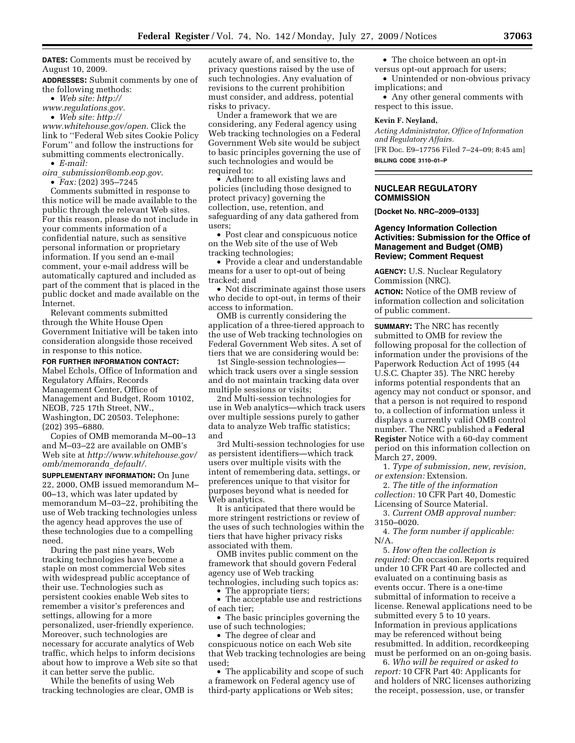**DATES:** Comments must be received by August 10, 2009.

**ADDRESSES:** Submit comments by one of the following methods:

- *Web site: http://www.regulations.gov.*
- *Web site: http://www.whitehouse.gov/open*. Click the link to ''Federal Web sites Cookie Policy Forum'' and follow the instructions for submitting comments electronically.
- *E-mail: oira_submission@omb.eop.gov.*
- *Fax:* (202) 395–7245

Comments submitted in response to this notice will be made available to the public through the relevant Web sites. For this reason, please do not include in your comments information of a confidential nature, such as sensitive personal information or proprietary information. If you send an e-mail comment, your e-mail address will be automatically captured and included as part of the comment that is placed in the public docket and made available on the Internet.

Relevant comments submitted through the White House Open Government Initiative will be taken into consideration alongside those received in response to this notice.

**FOR FURTHER INFORMATION CONTACT:** Mabel Echols, Office of Information and Regulatory Affairs, Records Management Center, Office of Management and Budget, Room 10102, NEOB, 725 17th Street, NW., Washington, DC 20503. Telephone: (202) 395–6880.

Copies of OMB memoranda M–00–13 and M–03–22 are available on OMB's Web site at *http://www.whitehouse.gov/omb/memoranda_default/.*

**SUPPLEMENTARY INFORMATION:** On June 22, 2000, OMB issued memorandum M–00–13, which was later updated by memorandum M–03–22, prohibiting the use of Web tracking technologies unless the agency head approves the use of these technologies due to a compelling need.

During the past nine years, Web tracking technologies have become a staple on most commercial Web sites with widespread public acceptance of their use. Technologies such as persistent cookies enable Web sites to remember a visitor's preferences and settings, allowing for a more personalized, user-friendly experience. Moreover, such technologies are necessary for accurate analytics of Web traffic, which helps to inform decisions about how to improve a Web site so that it can better serve the public.

While the benefits of using Web tracking technologies are clear, OMB is acutely aware of, and sensitive to, the privacy questions raised by the use of such technologies. Any evaluation of revisions to the current prohibition must consider, and address, potential risks to privacy.

Under a framework that we are considering, any Federal agency using Web tracking technologies on a Federal Government Web site would be subject to basic principles governing the use of such technologies and would be required to:

- Adhere to all existing laws and policies (including those designed to protect privacy) governing the collection, use, retention, and safeguarding of any data gathered from users;
- Post clear and conspicuous notice on the Web site of the use of Web tracking technologies;
- Provide a clear and understandable means for a user to opt-out of being tracked; and
- Not discriminate against those users who decide to opt-out, in terms of their access to information.

OMB is currently considering the application of a three-tiered approach to the use of Web tracking technologies on Federal Government Web sites. A set of tiers that we are considering would be:

1st Single-session technologies—which track users over a single session and do not maintain tracking data over multiple sessions or visits;

2nd Multi-session technologies for use in Web analytics—which track users over multiple sessions purely to gather data to analyze Web traffic statistics; and

3rd Multi-session technologies for use as persistent identifiers—which track users over multiple visits with the intent of remembering data, settings, or preferences unique to that visitor for purposes beyond what is needed for Web analytics.

It is anticipated that there would be more stringent restrictions or review of the uses of such technologies within the tiers that have higher privacy risks associated with them.

OMB invites public comment on the framework that should govern Federal agency use of Web tracking technologies, including such topics as:

- The appropriate tiers;
- The acceptable use and restrictions of each tier;
- The basic principles governing the use of such technologies;
- The degree of clear and conspicuous notice on each Web site that Web tracking technologies are being used;
- The applicability and scope of such a framework on Federal agency use of third-party applications or Web sites;
- The choice between an opt-in versus opt-out approach for users;
- Unintended or non-obvious privacy implications; and
- Any other general comments with respect to this issue.

**Kevin F. Neyland,**

*Acting Administrator, Office of Information and Regulatory Affairs.*

[FR Doc. E9–17756 Filed 7–24–09; 8:45 am]

**BILLING CODE 3110–01–P**

---

## NUCLEAR REGULATORY COMMISSION

**[Docket No. NRC–2009–0133]**

### Agency Information Collection Activities: Submission for the Office of Management and Budget (OMB) Review; Comment Request

**AGENCY:** U.S. Nuclear Regulatory Commission (NRC).

**ACTION:** Notice of the OMB review of information collection and solicitation of public comment.

**SUMMARY:** The NRC has recently submitted to OMB for review the following proposal for the collection of information under the provisions of the Paperwork Reduction Act of 1995 (44 U.S.C. Chapter 35). The NRC hereby informs potential respondents that an agency may not conduct or sponsor, and that a person is not required to respond to, a collection of information unless it displays a currently valid OMB control number. The NRC published a **Federal Register** Notice with a 60-day comment period on this information collection on March 27, 2009.

1. *Type of submission, new, revision, or extension:* Extension.

2. *The title of the information collection:* 10 CFR Part 40, Domestic Licensing of Source Material.

3. *Current OMB approval number:* 3150–0020.

4. *The form number if applicable:* N/A.

5. *How often the collection is required:* On occasion. Reports required under 10 CFR Part 40 are collected and evaluated on a continuing basis as events occur. There is a one-time submittal of information to receive a license. Renewal applications need to be submitted every 5 to 10 years. Information in previous applications may be referenced without being resubmitted. In addition, recordkeeping must be performed on an on-going basis.

6. *Who will be required or asked to report:* 10 CFR Part 40: Applicants for and holders of NRC licenses authorizing the receipt, possession, use, or transfer